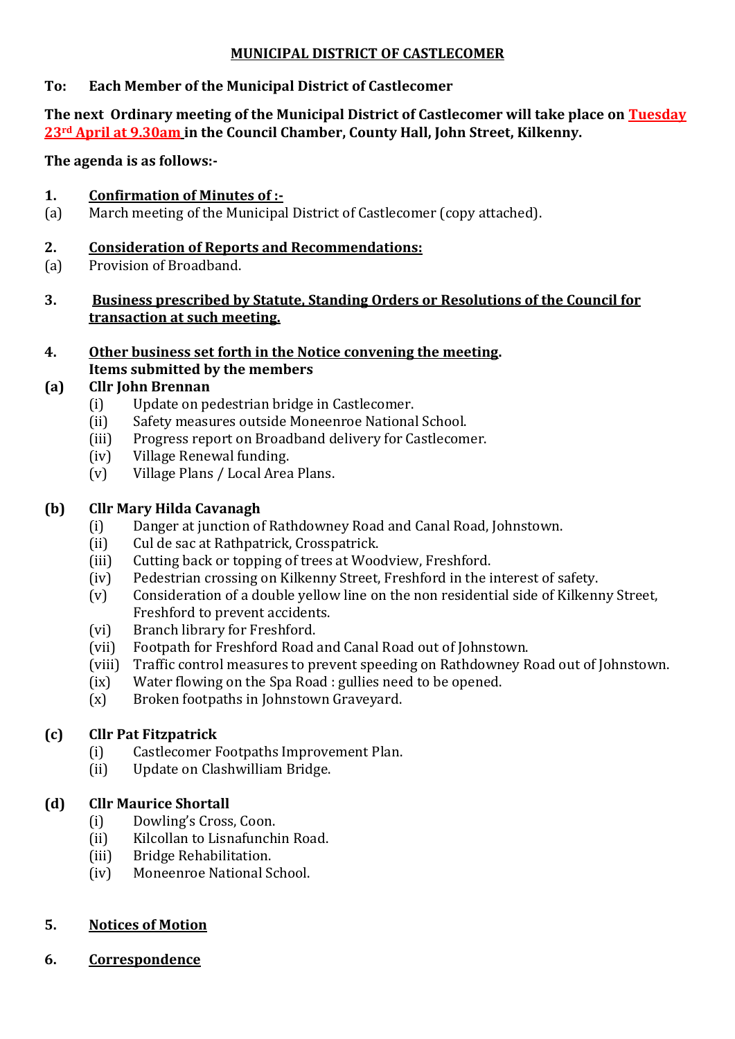# MUNICIPAL DISTRICT OF CASTLECOMER

**To: Each Member of the Municipal District of Castlecomer**

**The next Ordinary meeting of the Municipal District of Castlecomer will take place on Tuesday 23rd April at 9.30am in the Council Chamber, County Hall, John Street, Kilkenny.**

**The agenda is as follows:-**

**1. Confirmation of Minutes of :-**

(a) March meeting of the Municipal District of Castlecomer (copy attached).

**2. Consideration of Reports and Recommendations:**

(a) Provision of Broadband.

**3. Business prescribed by Statute, Standing Orders or Resolutions of the Council for transaction at such meeting.**

**4. Other business set forth in the Notice convening the meeting.**
**Items submitted by the members**

**(a) Cllr John Brennan**

- (i) Update on pedestrian bridge in Castlecomer.
- (ii) Safety measures outside Moneenroe National School.
- (iii) Progress report on Broadband delivery for Castlecomer.
- (iv) Village Renewal funding.
- (v) Village Plans / Local Area Plans.

**(b) Cllr Mary Hilda Cavanagh**

- (i) Danger at junction of Rathdowney Road and Canal Road, Johnstown.
- (ii) Cul de sac at Rathpatrick, Crosspatrick.
- (iii) Cutting back or topping of trees at Woodview, Freshford.
- (iv) Pedestrian crossing on Kilkenny Street, Freshford in the interest of safety.
- (v) Consideration of a double yellow line on the non residential side of Kilkenny Street, Freshford to prevent accidents.
- (vi) Branch library for Freshford.
- (vii) Footpath for Freshford Road and Canal Road out of Johnstown.
- (viii) Traffic control measures to prevent speeding on Rathdowney Road out of Johnstown.
- (ix) Water flowing on the Spa Road : gullies need to be opened.
- (x) Broken footpaths in Johnstown Graveyard.

**(c) Cllr Pat Fitzpatrick**

- (i) Castlecomer Footpaths Improvement Plan.
- (ii) Update on Clashwilliam Bridge.

**(d) Cllr Maurice Shortall**

- (i) Dowling's Cross, Coon.
- (ii) Kilcollan to Lisnafunchin Road.
- (iii) Bridge Rehabilitation.
- (iv) Moneenroe National School.

**5. Notices of Motion**

**6. Correspondence**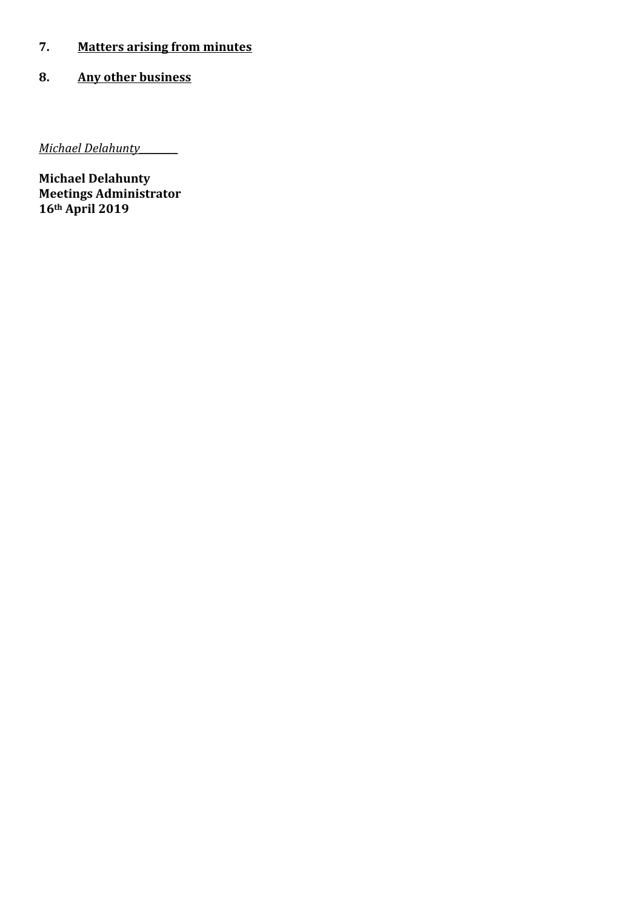## 7. Matters arising from minutes

## 8. Any other business

*Michael Delahunty________*

**Michael Delahunty**
**Meetings Administrator**
**16th April 2019**